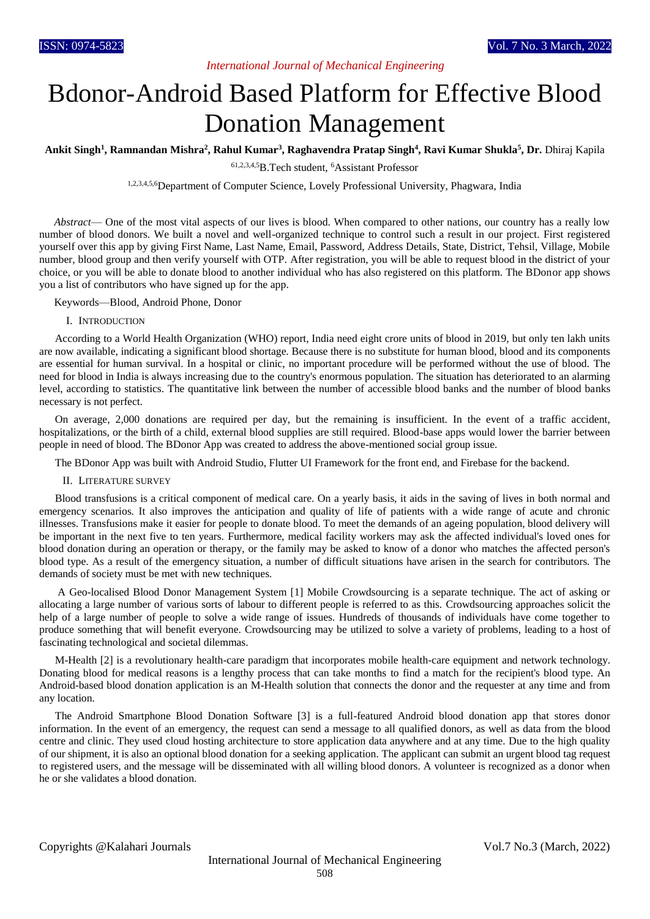# Bdonor-Android Based Platform for Effective Blood Donation Management

**Ankit Singh[1], Ramnandan Mishra[2], Rahul Kumar[3], Raghavendra Pratap Singh[4], Ravi Kumar Shukla[5], Dr.** Dhiraj Kapila

[61,2,3,4,5]B.Tech student, [6]Assistant Professor

[1,2,3,4,5,6]Department of Computer Science, Lovely Professional University, Phagwara, India

*Abstract*— One of the most vital aspects of our lives is blood. When compared to other nations, our country has a really low number of blood donors. We built a novel and well-organized technique to control such a result in our project. First registered yourself over this app by giving First Name, Last Name, Email, Password, Address Details, State, District, Tehsil, Village, Mobile number, blood group and then verify yourself with OTP. After registration, you will be able to request blood in the district of your choice, or you will be able to donate blood to another individual who has also registered on this platform. The BDonor app shows you a list of contributors who have signed up for the app.

Keywords—Blood, Android Phone, Donor

## I. Introduction

According to a World Health Organization (WHO) report, India need eight crore units of blood in 2019, but only ten lakh units are now available, indicating a significant blood shortage. Because there is no substitute for human blood, blood and its components are essential for human survival. In a hospital or clinic, no important procedure will be performed without the use of blood. The need for blood in India is always increasing due to the country's enormous population. The situation has deteriorated to an alarming level, according to statistics. The quantitative link between the number of accessible blood banks and the number of blood banks necessary is not perfect.

On average, 2,000 donations are required per day, but the remaining is insufficient. In the event of a traffic accident, hospitalizations, or the birth of a child, external blood supplies are still required. Blood-base apps would lower the barrier between people in need of blood. The BDonor App was created to address the above-mentioned social group issue.

The BDonor App was built with Android Studio, Flutter UI Framework for the front end, and Firebase for the backend.

## II. Literature Survey

Blood transfusions is a critical component of medical care. On a yearly basis, it aids in the saving of lives in both normal and emergency scenarios. It also improves the anticipation and quality of life of patients with a wide range of acute and chronic illnesses. Transfusions make it easier for people to donate blood. To meet the demands of an ageing population, blood delivery will be important in the next five to ten years. Furthermore, medical facility workers may ask the affected individual's loved ones for blood donation during an operation or therapy, or the family may be asked to know of a donor who matches the affected person's blood type. As a result of the emergency situation, a number of difficult situations have arisen in the search for contributors. The demands of society must be met with new techniques.

A Geo-localised Blood Donor Management System [1] Mobile Crowdsourcing is a separate technique. The act of asking or allocating a large number of various sorts of labour to different people is referred to as this. Crowdsourcing approaches solicit the help of a large number of people to solve a wide range of issues. Hundreds of thousands of individuals have come together to produce something that will benefit everyone. Crowdsourcing may be utilized to solve a variety of problems, leading to a host of fascinating technological and societal dilemmas.

M-Health [2] is a revolutionary health-care paradigm that incorporates mobile health-care equipment and network technology. Donating blood for medical reasons is a lengthy process that can take months to find a match for the recipient's blood type. An Android-based blood donation application is an M-Health solution that connects the donor and the requester at any time and from any location.

The Android Smartphone Blood Donation Software [3] is a full-featured Android blood donation app that stores donor information. In the event of an emergency, the request can send a message to all qualified donors, as well as data from the blood centre and clinic. They used cloud hosting architecture to store application data anywhere and at any time. Due to the high quality of our shipment, it is also an optional blood donation for a seeking application. The applicant can submit an urgent blood tag request to registered users, and the message will be disseminated with all willing blood donors. A volunteer is recognized as a donor when he or she validates a blood donation.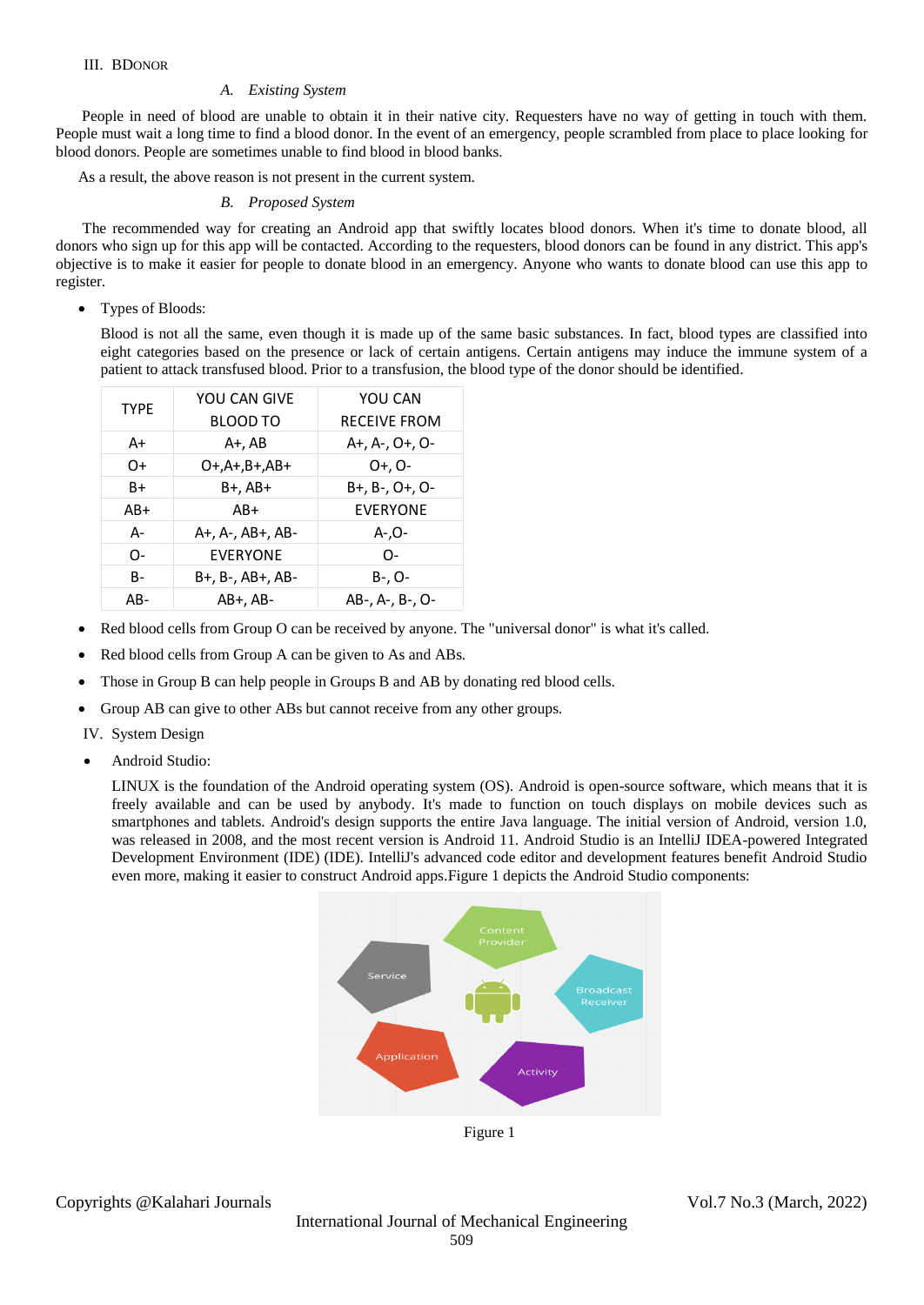## III. BDONOR

### A. *Existing System*

People in need of blood are unable to obtain it in their native city. Requesters have no way of getting in touch with them. People must wait a long time to find a blood donor. In the event of an emergency, people scrambled from place to place looking for blood donors. People are sometimes unable to find blood in blood banks.

As a result, the above reason is not present in the current system.

### B. *Proposed System*

The recommended way for creating an Android app that swiftly locates blood donors. When it's time to donate blood, all donors who sign up for this app will be contacted. According to the requesters, blood donors can be found in any district. This app's objective is to make it easier for people to donate blood in an emergency. Anyone who wants to donate blood can use this app to register.

- Types of Bloods:

  Blood is not all the same, even though it is made up of the same basic substances. In fact, blood types are classified into eight categories based on the presence or lack of certain antigens. Certain antigens may induce the immune system of a patient to attack transfused blood. Prior to a transfusion, the blood type of the donor should be identified.

| TYPE | YOU CAN GIVE BLOOD TO | YOU CAN RECEIVE FROM |
|---|---|---|
| A+ | A+, AB | A+, A-, O+, O- |
| O+ | O+,A+,B+,AB+ | O+, O- |
| B+ | B+, AB+ | B+, B-, O+, O- |
| AB+ | AB+ | EVERYONE |
| A- | A+, A-, AB+, AB- | A-,O- |
| O- | EVERYONE | O- |
| B- | B+, B-, AB+, AB- | B-, O- |
| AB- | AB+, AB- | AB-, A-, B-, O- |

- Red blood cells from Group O can be received by anyone. The "universal donor" is what it's called.
- Red blood cells from Group A can be given to As and ABs.
- Those in Group B can help people in Groups B and AB by donating red blood cells.
- Group AB can give to other ABs but cannot receive from any other groups.

## IV. System Design

- Android Studio:

  LINUX is the foundation of the Android operating system (OS). Android is open-source software, which means that it is freely available and can be used by anybody. It's made to function on touch displays on mobile devices such as smartphones and tablets. Android's design supports the entire Java language. The initial version of Android, version 1.0, was released in 2008, and the most recent version is Android 11. Android Studio is an IntelliJ IDEA-powered Integrated Development Environment (IDE) (IDE). IntelliJ's advanced code editor and development features benefit Android Studio even more, making it easier to construct Android apps.Figure 1 depicts the Android Studio components:

Figure 1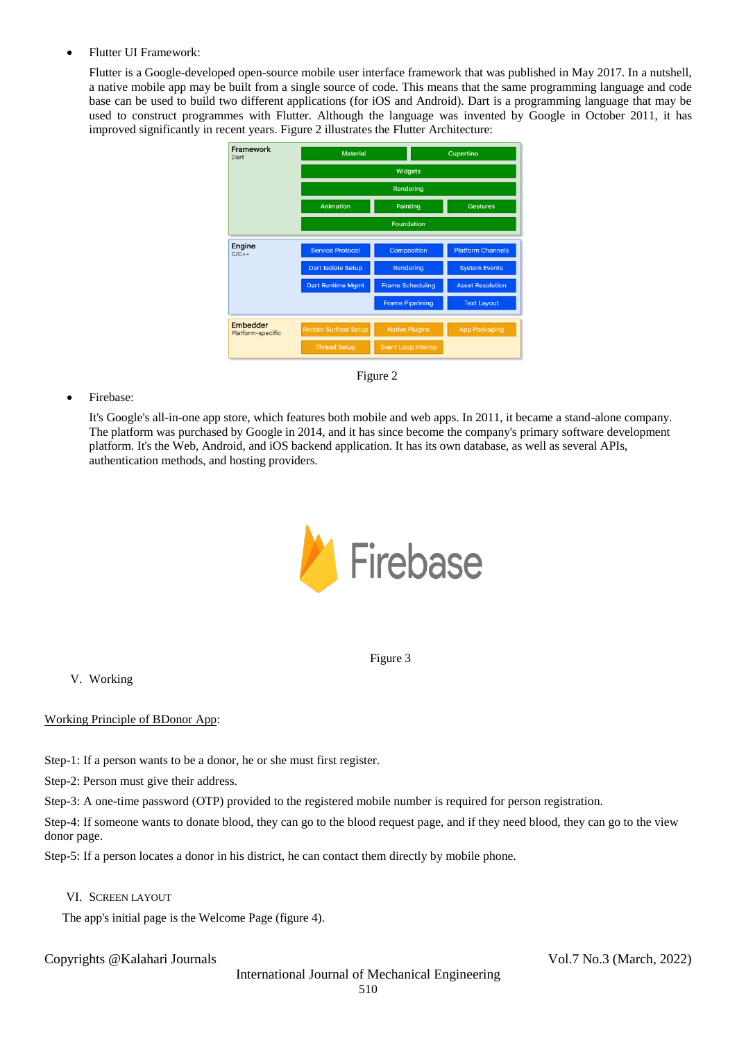- Flutter UI Framework:

  Flutter is a Google-developed open-source mobile user interface framework that was published in May 2017. In a nutshell, a native mobile app may be built from a single source of code. This means that the same programming language and code base can be used to build two different applications (for iOS and Android). Dart is a programming language that may be used to construct programmes with Flutter. Although the language was invented by Google in October 2011, it has improved significantly in recent years. Figure 2 illustrates the Flutter Architecture:

Figure 2

- Firebase:

  It's Google's all-in-one app store, which features both mobile and web apps. In 2011, it became a stand-alone company. The platform was purchased by Google in 2014, and it has since become the company's primary software development platform. It's the Web, Android, and iOS backend application. It has its own database, as well as several APIs, authentication methods, and hosting providers.

Figure 3

## V. Working

Working Principle of BDonor App:

Step-1: If a person wants to be a donor, he or she must first register.

Step-2: Person must give their address.

Step-3: A one-time password (OTP) provided to the registered mobile number is required for person registration.

Step-4: If someone wants to donate blood, they can go to the blood request page, and if they need blood, they can go to the view donor page.

Step-5: If a person locates a donor in his district, he can contact them directly by mobile phone.

## VI. Screen Layout

The app's initial page is the Welcome Page (figure 4).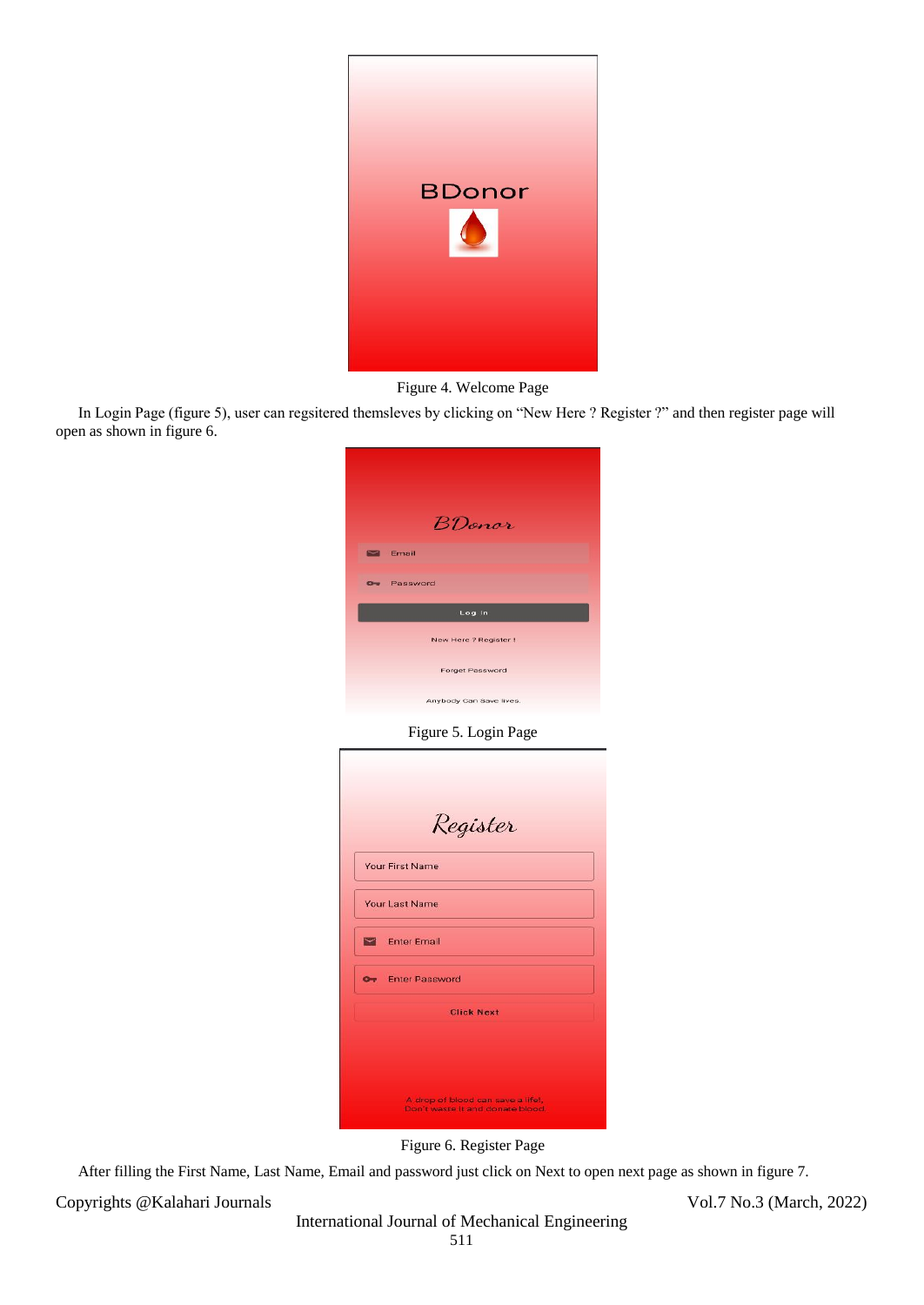Figure 4. Welcome Page

In Login Page (figure 5), user can regsitered themsleves by clicking on "New Here ? Register ?" and then register page will open as shown in figure 6.

Figure 5. Login Page

Figure 6. Register Page

After filling the First Name, Last Name, Email and password just click on Next to open next page as shown in figure 7.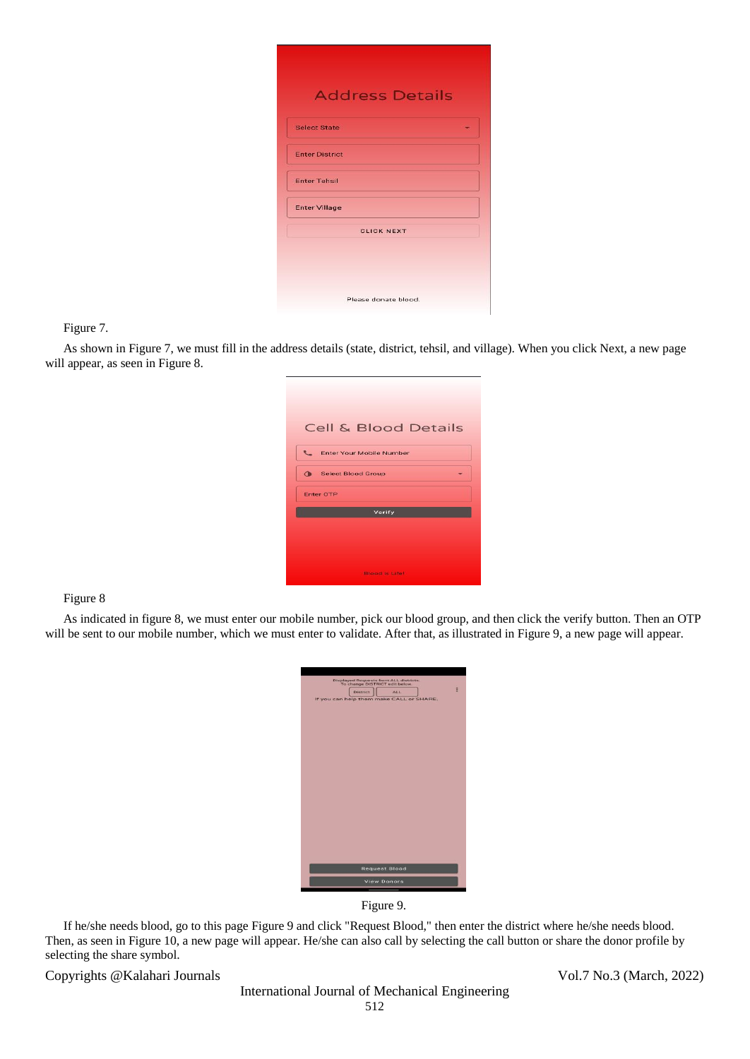Figure 7.

As shown in Figure 7, we must fill in the address details (state, district, tehsil, and village). When you click Next, a new page will appear, as seen in Figure 8.

Figure 8

As indicated in figure 8, we must enter our mobile number, pick our blood group, and then click the verify button. Then an OTP will be sent to our mobile number, which we must enter to validate. After that, as illustrated in Figure 9, a new page will appear.

Figure 9.

If he/she needs blood, go to this page Figure 9 and click "Request Blood," then enter the district where he/she needs blood. Then, as seen in Figure 10, a new page will appear. He/she can also call by selecting the call button or share the donor profile by selecting the share symbol.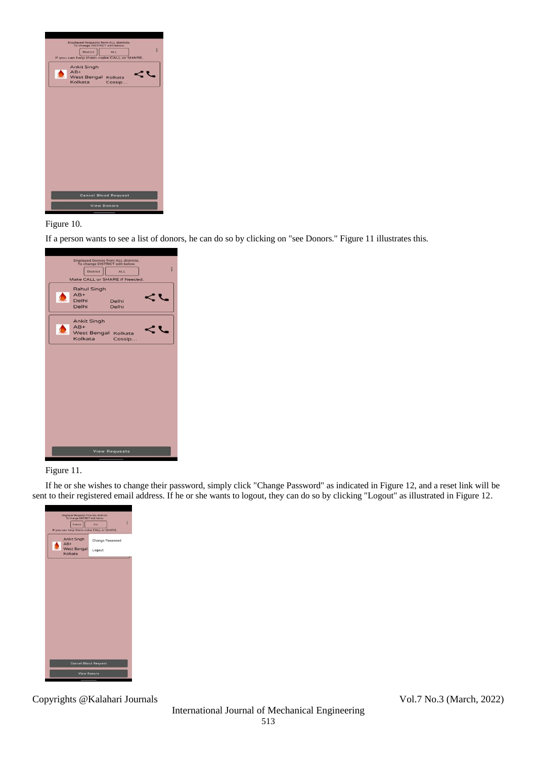Figure 10.

If a person wants to see a list of donors, he can do so by clicking on "see Donors." Figure 11 illustrates this.

Figure 11.

If he or she wishes to change their password, simply click "Change Password" as indicated in Figure 12, and a reset link will be sent to their registered email address. If he or she wants to logout, they can do so by clicking "Logout" as illustrated in Figure 12.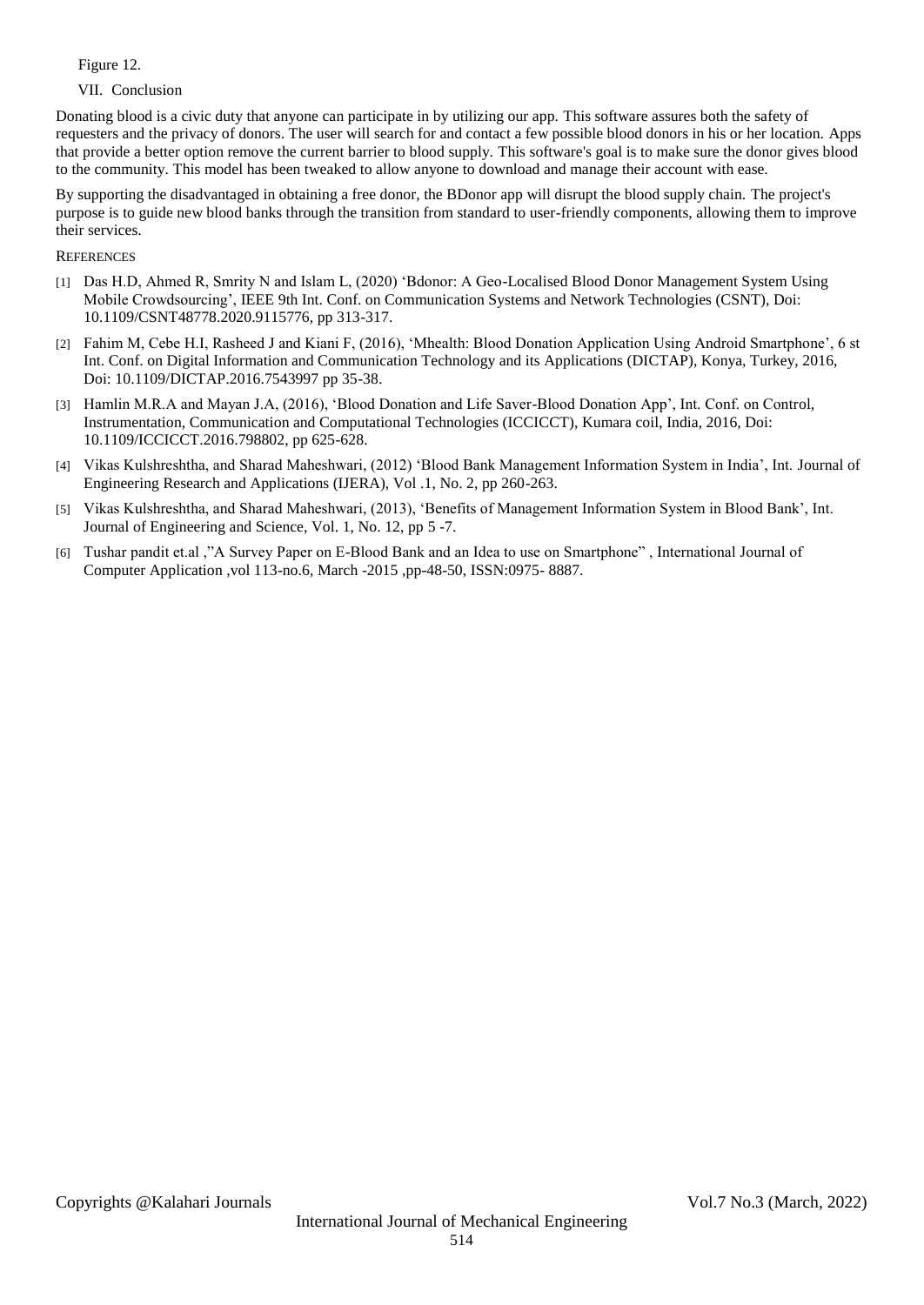Figure 12.

## VII. Conclusion

Donating blood is a civic duty that anyone can participate in by utilizing our app. This software assures both the safety of requesters and the privacy of donors. The user will search for and contact a few possible blood donors in his or her location. Apps that provide a better option remove the current barrier to blood supply. This software's goal is to make sure the donor gives blood to the community. This model has been tweaked to allow anyone to download and manage their account with ease.

By supporting the disadvantaged in obtaining a free donor, the BDonor app will disrupt the blood supply chain. The project's purpose is to guide new blood banks through the transition from standard to user-friendly components, allowing them to improve their services.

## References

[1] Das H.D, Ahmed R, Smrity N and Islam L, (2020) 'Bdonor: A Geo-Localised Blood Donor Management System Using Mobile Crowdsourcing', IEEE 9th Int. Conf. on Communication Systems and Network Technologies (CSNT), Doi: 10.1109/CSNT48778.2020.9115776, pp 313-317.

[2] Fahim M, Cebe H.I, Rasheed J and Kiani F, (2016), 'Mhealth: Blood Donation Application Using Android Smartphone', 6 st Int. Conf. on Digital Information and Communication Technology and its Applications (DICTAP), Konya, Turkey, 2016, Doi: 10.1109/DICTAP.2016.7543997 pp 35-38.

[3] Hamlin M.R.A and Mayan J.A, (2016), 'Blood Donation and Life Saver-Blood Donation App', Int. Conf. on Control, Instrumentation, Communication and Computational Technologies (ICCICCT), Kumara coil, India, 2016, Doi: 10.1109/ICCICCT.2016.798802, pp 625-628.

[4] Vikas Kulshreshtha, and Sharad Maheshwari, (2012) 'Blood Bank Management Information System in India', Int. Journal of Engineering Research and Applications (IJERA), Vol .1, No. 2, pp 260-263.

[5] Vikas Kulshreshtha, and Sharad Maheshwari, (2013), 'Benefits of Management Information System in Blood Bank', Int. Journal of Engineering and Science, Vol. 1, No. 12, pp 5 -7.

[6] Tushar pandit et.al ,"A Survey Paper on E-Blood Bank and an Idea to use on Smartphone" , International Journal of Computer Application ,vol 113-no.6, March -2015 ,pp-48-50, ISSN:0975- 8887.